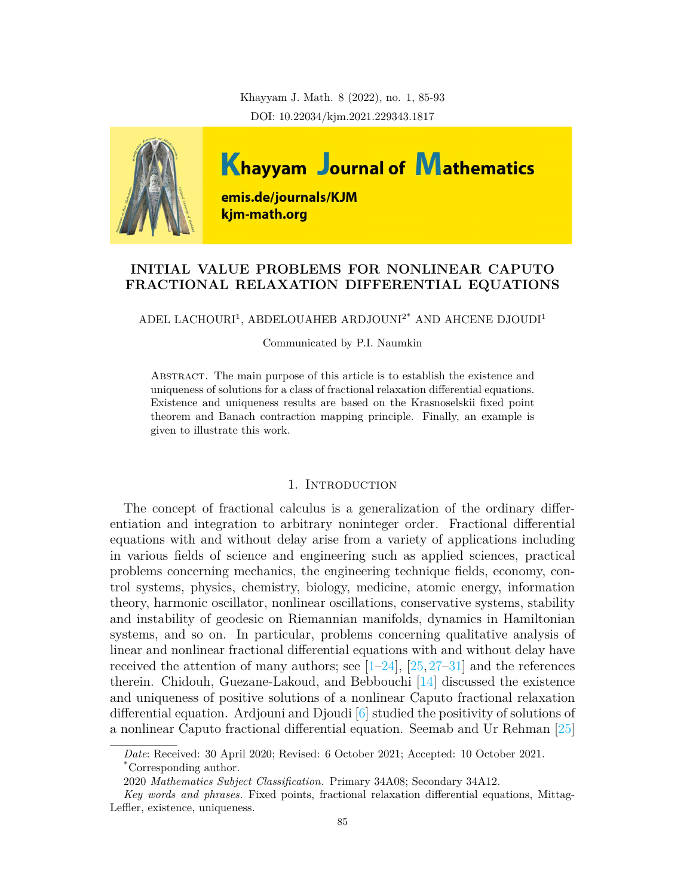# INITIAL VALUE PROBLEMS FOR NONLINEAR CAPUTO FRACTIONAL RELAXATION DIFFERENTIAL EQUATIONS

ADEL LACHOURI[1], ABDELOUAHEB ARDJOUNI[2*] AND AHCENE DJOUDI[1]

Communicated by P.I. Naumkin

Abstract. The main purpose of this article is to establish the existence and uniqueness of solutions for a class of fractional relaxation differential equations. Existence and uniqueness results are based on the Krasnoselskii fixed point theorem and Banach contraction mapping principle. Finally, an example is given to illustrate this work.

## 1. Introduction

The concept of fractional calculus is a generalization of the ordinary differentiation and integration to arbitrary noninteger order. Fractional differential equations with and without delay arise from a variety of applications including in various fields of science and engineering such as applied sciences, practical problems concerning mechanics, the engineering technique fields, economy, control systems, physics, chemistry, biology, medicine, atomic energy, information theory, harmonic oscillator, nonlinear oscillations, conservative systems, stability and instability of geodesic on Riemannian manifolds, dynamics in Hamiltonian systems, and so on. In particular, problems concerning qualitative analysis of linear and nonlinear fractional differential equations with and without delay have received the attention of many authors; see [1–24], [25, 27–31] and the references therein. Chidouh, Guezane-Lakoud, and Bebbouchi [14] discussed the existence and uniqueness of positive solutions of a nonlinear Caputo fractional relaxation differential equation. Ardjouni and Djoudi [6] studied the positivity of solutions of a nonlinear Caputo fractional differential equation. Seemab and Ur Rehman [25]

*Date*: Received: 30 April 2020; Revised: 6 October 2021; Accepted: 10 October 2021.

[*]Corresponding author.

2020 *Mathematics Subject Classification.* Primary 34A08; Secondary 34A12.

*Key words and phrases.* Fixed points, fractional relaxation differential equations, Mittag-Leffler, existence, uniqueness.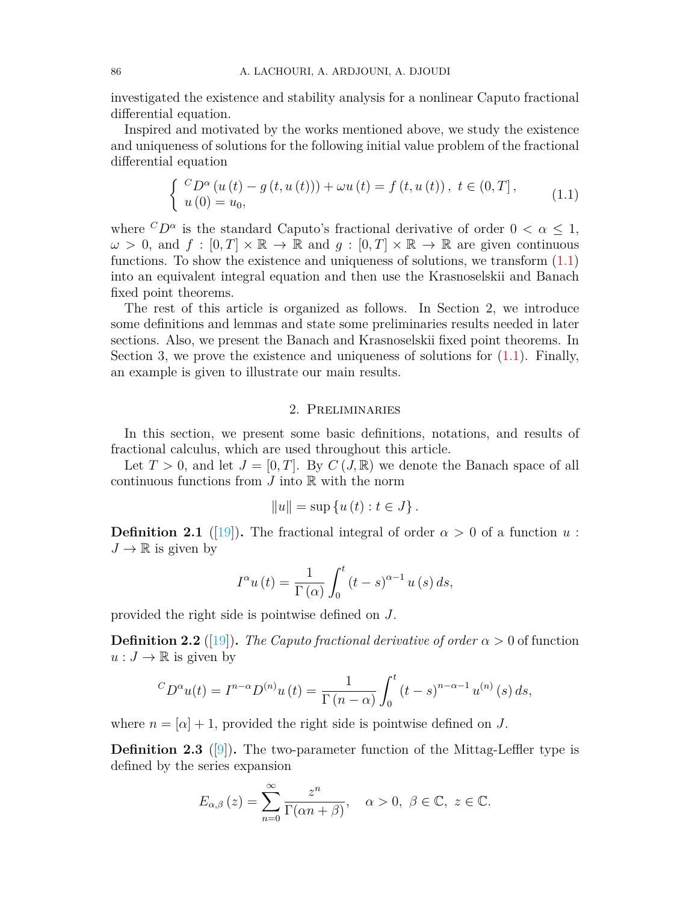investigated the existence and stability analysis for a nonlinear Caputo fractional differential equation.

Inspired and motivated by the works mentioned above, we study the existence and uniqueness of solutions for the following initial value problem of the fractional differential equation

$$\begin{cases} {}^{C}D^{\alpha}\left(u\left(t\right)-g\left(t,u\left(t\right)\right)\right)+\omega u\left(t\right)=f\left(t,u\left(t\right)\right),\ t\in\left(0,T\right], \\ u\left(0\right)=u_{0}, \end{cases} \tag{1.1}$$

where ${}^{C}D^{\alpha}$ is the standard Caputo's fractional derivative of order $0<\alpha\leq 1$, $\omega>0$, and $f:[0,T]\times\mathbb{R}\to\mathbb{R}$ and $g:[0,T]\times\mathbb{R}\to\mathbb{R}$ are given continuous functions. To show the existence and uniqueness of solutions, we transform (1.1) into an equivalent integral equation and then use the Krasnoselskii and Banach fixed point theorems.

The rest of this article is organized as follows. In Section 2, we introduce some definitions and lemmas and state some preliminaries results needed in later sections. Also, we present the Banach and Krasnoselskii fixed point theorems. In Section 3, we prove the existence and uniqueness of solutions for (1.1). Finally, an example is given to illustrate our main results.

## 2. Preliminaries

In this section, we present some basic definitions, notations, and results of fractional calculus, which are used throughout this article.

Let $T>0$, and let $J=[0,T]$. By $C\left(J,\mathbb{R}\right)$ we denote the Banach space of all continuous functions from $J$ into $\mathbb{R}$ with the norm

$$\|u\|=\sup\left\{u\left(t\right):t\in J\right\}.$$

**Definition 2.1** ([19])**.** The fractional integral of order $\alpha>0$ of a function $u:J\to\mathbb{R}$ is given by

$$I^{\alpha}u\left(t\right)=\frac{1}{\Gamma\left(\alpha\right)}\int_{0}^{t}\left(t-s\right)^{\alpha-1}u\left(s\right)ds,$$

provided the right side is pointwise defined on $J$.

**Definition 2.2** ([19])**.** *The Caputo fractional derivative of order* $\alpha>0$ of function $u:J\to\mathbb{R}$ is given by

$${}^{C}D^{\alpha}u(t)=I^{n-\alpha}D^{(n)}u\left(t\right)=\frac{1}{\Gamma\left(n-\alpha\right)}\int_{0}^{t}\left(t-s\right)^{n-\alpha-1}u^{(n)}\left(s\right)ds,$$

where $n=[\alpha]+1$, provided the right side is pointwise defined on $J$.

**Definition 2.3** ([9])**.** The two-parameter function of the Mittag-Leffler type is defined by the series expansion

$$E_{\alpha,\beta}\left(z\right)=\sum_{n=0}^{\infty}\frac{z^{n}}{\Gamma(\alpha n+\beta)},\quad \alpha>0,\ \beta\in\mathbb{C},\ z\in\mathbb{C}.$$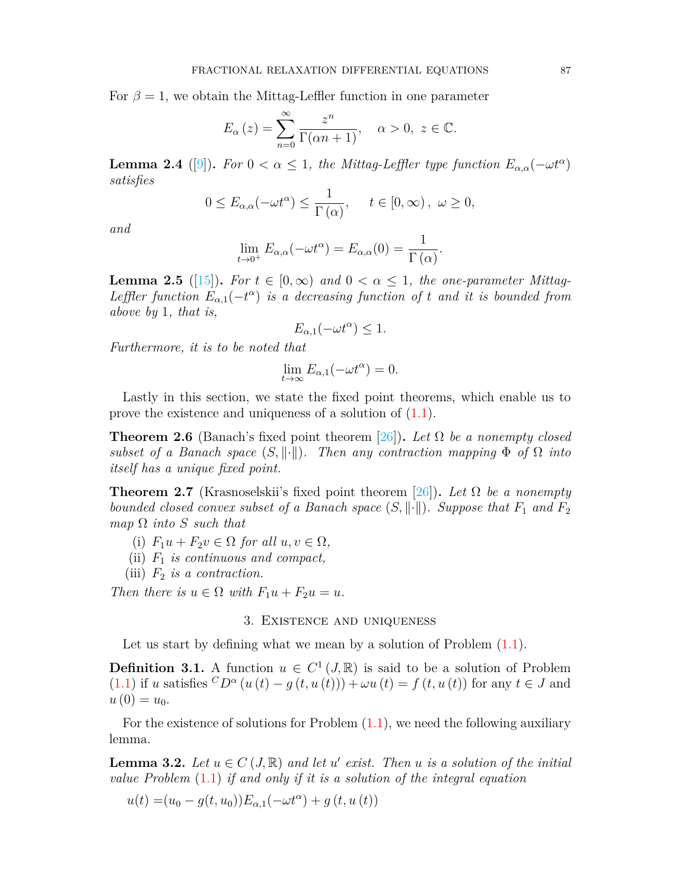For $\beta = 1$, we obtain the Mittag-Leffler function in one parameter

$$E_{\alpha}(z) = \sum_{n=0}^{\infty} \frac{z^n}{\Gamma(\alpha n + 1)}, \quad \alpha > 0,\ z \in \mathbb{C}.$$

**Lemma 2.4** ([9]). *For $0 < \alpha \leq 1$, the Mittag-Leffler type function $E_{\alpha,\alpha}(-\omega t^{\alpha})$ satisfies*

$$0 \leq E_{\alpha,\alpha}(-\omega t^{\alpha}) \leq \frac{1}{\Gamma(\alpha)}, \quad t \in [0, \infty),\ \omega \geq 0,$$

*and*

$$\lim_{t \to 0^+} E_{\alpha,\alpha}(-\omega t^{\alpha}) = E_{\alpha,\alpha}(0) = \frac{1}{\Gamma(\alpha)}.$$

**Lemma 2.5** ([15]). *For $t \in [0, \infty)$ and $0 < \alpha \leq 1$, the one-parameter Mittag-Leffler function $E_{\alpha,1}(-t^{\alpha})$ is a decreasing function of $t$ and it is bounded from above by $1$, that is,*

$$E_{\alpha,1}(-\omega t^{\alpha}) \leq 1.$$

*Furthermore, it is to be noted that*

$$\lim_{t \to \infty} E_{\alpha,1}(-\omega t^{\alpha}) = 0.$$

Lastly in this section, we state the fixed point theorems, which enable us to prove the existence and uniqueness of a solution of (1.1).

**Theorem 2.6** (Banach's fixed point theorem [26]). *Let $\Omega$ be a nonempty closed subset of a Banach space $(S, \|\cdot\|)$. Then any contraction mapping $\Phi$ of $\Omega$ into itself has a unique fixed point.*

**Theorem 2.7** (Krasnoselskii's fixed point theorem [26]). *Let $\Omega$ be a nonempty bounded closed convex subset of a Banach space $(S, \|\cdot\|)$. Suppose that $F_1$ and $F_2$ map $\Omega$ into $S$ such that*

(i) *$F_1 u + F_2 v \in \Omega$ for all $u, v \in \Omega$,*
(ii) *$F_1$ is continuous and compact,*
(iii) *$F_2$ is a contraction.*

*Then there is $u \in \Omega$ with $F_1 u + F_2 u = u$.*

## 3. Existence and uniqueness

Let us start by defining what we mean by a solution of Problem (1.1).

**Definition 3.1.** A function $u \in C^1(J, \mathbb{R})$ is said to be a solution of Problem (1.1) if $u$ satisfies ${}^{C}D^{\alpha}(u(t) - g(t, u(t))) + \omega u(t) = f(t, u(t))$ for any $t \in J$ and $u(0) = u_0$.

For the existence of solutions for Problem (1.1), we need the following auxiliary lemma.

**Lemma 3.2.** *Let $u \in C(J, \mathbb{R})$ and let $u'$ exist. Then $u$ is a solution of the initial value Problem (1.1) if and only if it is a solution of the integral equation*

$$u(t) = (u_0 - g(t, u_0))E_{\alpha,1}(-\omega t^{\alpha}) + g(t, u(t))$$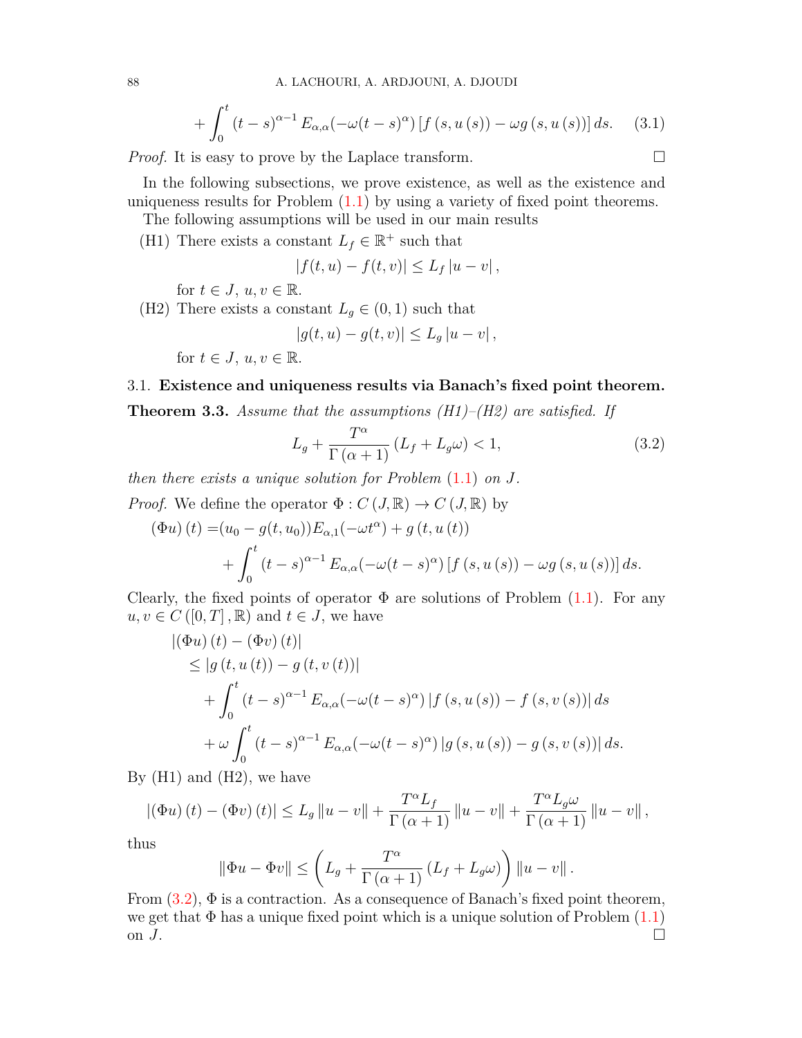$$+\int_0^t (t-s)^{\alpha-1} E_{\alpha,\alpha}(-\omega(t-s)^\alpha) \left[f(s,u(s)) - \omega g(s,u(s))\right] ds. \quad (3.1)$$

*Proof.* It is easy to prove by the Laplace transform. □

In the following subsections, we prove existence, as well as the existence and uniqueness results for Problem (1.1) by using a variety of fixed point theorems.

The following assumptions will be used in our main results

(H1) There exists a constant $L_f \in \mathbb{R}^+$ such that

$$|f(t,u) - f(t,v)| \leq L_f |u-v|,$$

for $t \in J,\ u,v \in \mathbb{R}$.

(H2) There exists a constant $L_g \in (0,1)$ such that

$$|g(t,u) - g(t,v)| \leq L_g |u-v|,$$

for $t \in J,\ u,v \in \mathbb{R}$.

### 3.1. **Existence and uniqueness results via Banach's fixed point theorem.**

**Theorem 3.3.** *Assume that the assumptions (H1)–(H2) are satisfied. If*

$$L_g + \frac{T^\alpha}{\Gamma(\alpha+1)}(L_f + L_g\omega) < 1, \quad (3.2)$$

*then there exists a unique solution for Problem* (1.1) *on* $J$.

*Proof.* We define the operator $\Phi : C(J,\mathbb{R}) \to C(J,\mathbb{R})$ by

$$\begin{aligned}(\Phi u)(t) =& (u_0 - g(t,u_0))E_{\alpha,1}(-\omega t^\alpha) + g(t,u(t)) \\ &+ \int_0^t (t-s)^{\alpha-1} E_{\alpha,\alpha}(-\omega(t-s)^\alpha)\left[f(s,u(s)) - \omega g(s,u(s))\right] ds.\end{aligned}$$

Clearly, the fixed points of operator $\Phi$ are solutions of Problem (1.1). For any $u,v \in C([0,T],\mathbb{R})$ and $t \in J$, we have

$$\begin{aligned}&|(\Phi u)(t) - (\Phi v)(t)| \\ &\leq |g(t,u(t)) - g(t,v(t))| \\ &\quad + \int_0^t (t-s)^{\alpha-1} E_{\alpha,\alpha}(-\omega(t-s)^\alpha)\left|f(s,u(s)) - f(s,v(s))\right| ds \\ &\quad + \omega\int_0^t (t-s)^{\alpha-1} E_{\alpha,\alpha}(-\omega(t-s)^\alpha)\left|g(s,u(s)) - g(s,v(s))\right| ds.\end{aligned}$$

By (H1) and (H2), we have

$$|(\Phi u)(t) - (\Phi v)(t)| \leq L_g\|u-v\| + \frac{T^\alpha L_f}{\Gamma(\alpha+1)}\|u-v\| + \frac{T^\alpha L_g\omega}{\Gamma(\alpha+1)}\|u-v\|,$$

thus

$$\|\Phi u - \Phi v\| \leq \left(L_g + \frac{T^\alpha}{\Gamma(\alpha+1)}(L_f + L_g\omega)\right)\|u-v\|.$$

From (3.2), $\Phi$ is a contraction. As a consequence of Banach's fixed point theorem, we get that $\Phi$ has a unique fixed point which is a unique solution of Problem (1.1) on $J$. □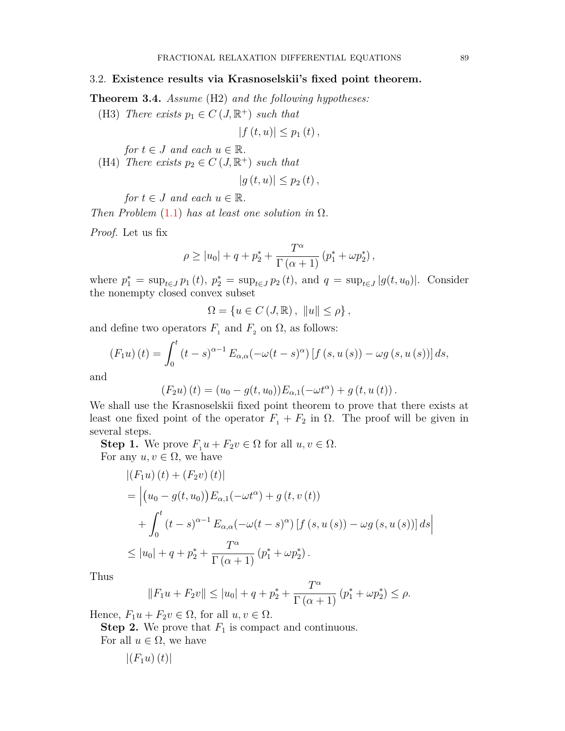### 3.2. **Existence results via Krasnoselskii's fixed point theorem.**

**Theorem 3.4.** *Assume* (H2) *and the following hypotheses:*

(H3) *There exists* $p_1 \in C(J, \mathbb{R}^+)$ *such that*

$$|f(t,u)| \leq p_1(t),$$

*for* $t \in J$ *and each* $u \in \mathbb{R}$.

(H4) *There exists* $p_2 \in C(J, \mathbb{R}^+)$ *such that*

$$|g(t,u)| \leq p_2(t),$$

*for* $t \in J$ *and each* $u \in \mathbb{R}$.

*Then Problem* (1.1) *has at least one solution in* $\Omega$.

*Proof.* Let us fix

$$\rho \geq |u_0| + q + p_2^* + \frac{T^\alpha}{\Gamma(\alpha+1)}(p_1^* + \omega p_2^*),$$

where $p_1^* = \sup_{t \in J} p_1(t)$, $p_2^* = \sup_{t \in J} p_2(t)$, and $q = \sup_{t\in J} |g(t,u_0)|$. Consider the nonempty closed convex subset

$$\Omega = \{u \in C(J, \mathbb{R}),\ \|u\| \leq \rho\},$$

and define two operators $F_1$ and $F_2$ on $\Omega$, as follows:

$$(F_1 u)(t) = \int_0^t (t-s)^{\alpha-1} E_{\alpha,\alpha}(-\omega(t-s)^\alpha)\left[f(s,u(s)) - \omega g(s,u(s))\right] ds,$$

and

$$(F_2 u)(t) = (u_0 - g(t,u_0))E_{\alpha,1}(-\omega t^\alpha) + g(t,u(t)).$$

We shall use the Krasnoselskii fixed point theorem to prove that there exists at least one fixed point of the operator $F_1 + F_2$ in $\Omega$. The proof will be given in several steps.

**Step 1.** We prove $F_1 u + F_2 v \in \Omega$ for all $u, v \in \Omega$.

For any $u, v \in \Omega$, we have

$$\begin{aligned}
&|(F_1 u)(t) + (F_2 v)(t)| \\
&= \Big| \big(u_0 - g(t,u_0)\big) E_{\alpha,1}(-\omega t^\alpha) + g(t, v(t)) \\
&\quad + \int_0^t (t-s)^{\alpha-1} E_{\alpha,\alpha}(-\omega(t-s)^\alpha)\left[f(s,u(s)) - \omega g(s,u(s))\right] ds \Big| \\
&\leq |u_0| + q + p_2^* + \frac{T^\alpha}{\Gamma(\alpha+1)}(p_1^* + \omega p_2^*).
\end{aligned}$$

Thus

$$\|F_1 u + F_2 v\| \leq |u_0| + q + p_2^* + \frac{T^\alpha}{\Gamma(\alpha+1)}(p_1^* + \omega p_2^*) \leq \rho.$$

Hence, $F_1 u + F_2 v \in \Omega$, for all $u, v \in \Omega$.

**Step 2.** We prove that $F_1$ is compact and continuous.

For all $u \in \Omega$, we have

$$|(F_1 u)(t)|$$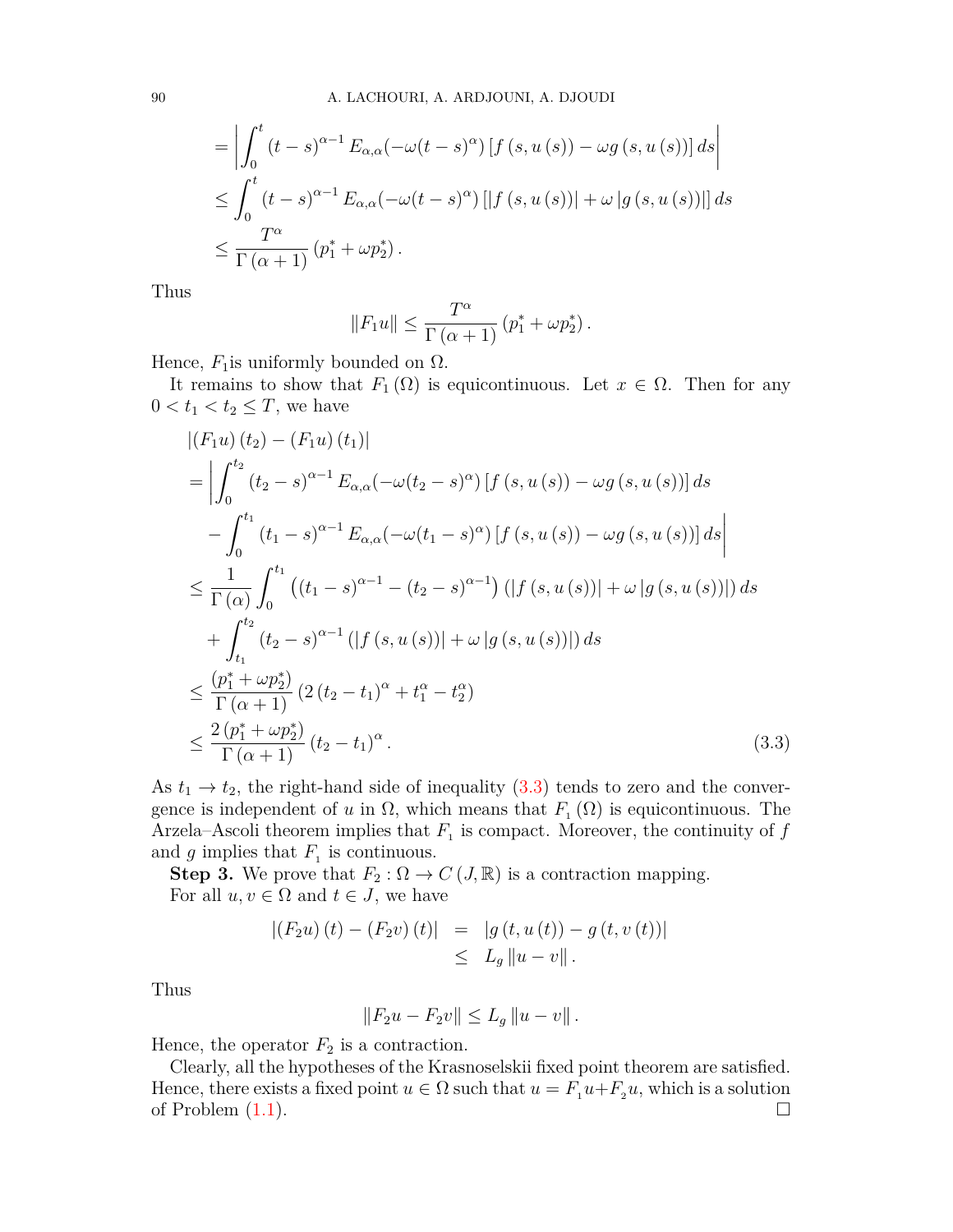$$
\begin{aligned}
&= \left| \int_0^t (t-s)^{\alpha-1} E_{\alpha,\alpha}(-\omega(t-s)^\alpha) \left[ f(s,u(s)) - \omega g(s,u(s)) \right] ds \right| \\
&\le \int_0^t (t-s)^{\alpha-1} E_{\alpha,\alpha}(-\omega(t-s)^\alpha) \left[ \left| f(s,u(s)) \right| + \omega \left| g(s,u(s)) \right| \right] ds \\
&\le \frac{T^\alpha}{\Gamma(\alpha+1)} \left( p_1^* + \omega p_2^* \right).
\end{aligned}
$$

Thus

$$
\| F_1 u \| \le \frac{T^\alpha}{\Gamma(\alpha+1)} \left( p_1^* + \omega p_2^* \right).
$$

Hence, $F_1$ is uniformly bounded on $\Omega$.

It remains to show that $F_1(\Omega)$ is equicontinuous. Let $x \in \Omega$. Then for any $0 < t_1 < t_2 \le T$, we have

$$
\begin{aligned}
&\left| (F_1 u)(t_2) - (F_1 u)(t_1) \right| \\
&= \left| \int_0^{t_2} (t_2-s)^{\alpha-1} E_{\alpha,\alpha}(-\omega(t_2-s)^\alpha) \left[ f(s,u(s)) - \omega g(s,u(s)) \right] ds \right. \\
&\quad \left. - \int_0^{t_1} (t_1-s)^{\alpha-1} E_{\alpha,\alpha}(-\omega(t_1-s)^\alpha) \left[ f(s,u(s)) - \omega g(s,u(s)) \right] ds \right| \\
&\le \frac{1}{\Gamma(\alpha)} \int_0^{t_1} \left( (t_1-s)^{\alpha-1} - (t_2-s)^{\alpha-1} \right) \left( \left| f(s,u(s)) \right| + \omega \left| g(s,u(s)) \right| \right) ds \\
&\quad + \int_{t_1}^{t_2} (t_2-s)^{\alpha-1} \left( \left| f(s,u(s)) \right| + \omega \left| g(s,u(s)) \right| \right) ds \\
&\le \frac{\left( p_1^* + \omega p_2^* \right)}{\Gamma(\alpha+1)} \left( 2(t_2-t_1)^\alpha + t_1^\alpha - t_2^\alpha \right) \\
&\le \frac{2\left( p_1^* + \omega p_2^* \right)}{\Gamma(\alpha+1)} (t_2-t_1)^\alpha. 
\end{aligned} \tag{3.3}
$$

As $t_1 \to t_2$, the right-hand side of inequality (3.3) tends to zero and the convergence is independent of $u$ in $\Omega$, which means that $F_1(\Omega)$ is equicontinuous. The Arzela–Ascoli theorem implies that $F_1$ is compact. Moreover, the continuity of $f$ and $g$ implies that $F_1$ is continuous.

**Step 3.** We prove that $F_2 : \Omega \to C(J, \mathbb{R})$ is a contraction mapping.

For all $u, v \in \Omega$ and $t \in J$, we have

$$
\begin{aligned}
\left| (F_2 u)(t) - (F_2 v)(t) \right| &= \left| g(t,u(t)) - g(t,v(t)) \right| \\
&\le L_g \| u - v \|.
\end{aligned}
$$

Thus

$$
\| F_2 u - F_2 v \| \le L_g \| u - v \|.
$$

Hence, the operator $F_2$ is a contraction.

Clearly, all the hypotheses of the Krasnoselskii fixed point theorem are satisfied. Hence, there exists a fixed point $u \in \Omega$ such that $u = F_1 u + F_2 u$, which is a solution of Problem (1.1). $\square$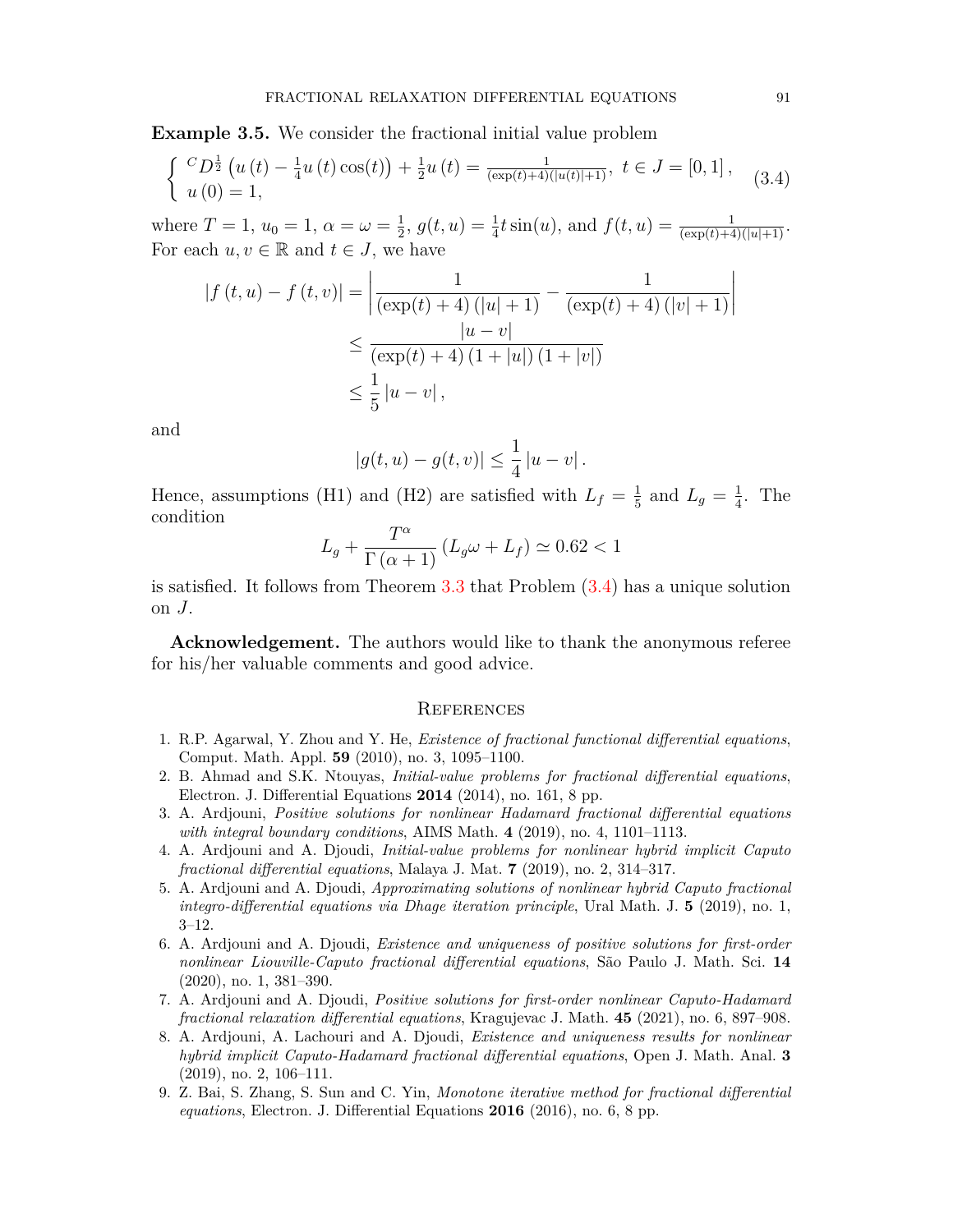**Example 3.5.** We consider the fractional initial value problem

$$\begin{cases} {}^{C}D^{\frac{1}{2}}\left(u\left(t\right)-\frac{1}{4}u\left(t\right)\cos(t)\right)+\frac{1}{2}u\left(t\right)=\frac{1}{(\exp(t)+4)(|u(t)|+1)},\ t\in J=[0,1]\,, \\ u\left(0\right)=1, \end{cases} \tag{3.4}$$

where $T=1$, $u_0=1$, $\alpha=\omega=\frac{1}{2}$, $g(t,u)=\frac{1}{4}t\sin(u)$, and $f(t,u)=\frac{1}{(\exp(t)+4)(|u|+1)}$. For each $u,v\in\mathbb{R}$ and $t\in J$, we have

$$\begin{aligned}
\left|f\left(t,u\right)-f\left(t,v\right)\right| &= \left|\frac{1}{\left(\exp(t)+4\right)\left(|u|+1\right)}-\frac{1}{\left(\exp(t)+4\right)\left(|v|+1\right)}\right| \\
&\leq \frac{|u-v|}{\left(\exp(t)+4\right)\left(1+|u|\right)\left(1+|v|\right)} \\
&\leq \frac{1}{5}\left|u-v\right|,
\end{aligned}$$

and

$$|g(t,u)-g(t,v)|\leq\frac{1}{4}\left|u-v\right|.$$

Hence, assumptions (H1) and (H2) are satisfied with $L_f=\frac{1}{5}$ and $L_g=\frac{1}{4}$. The condition

$$L_g+\frac{T^{\alpha}}{\Gamma\left(\alpha+1\right)}\left(L_g\omega+L_f\right)\simeq 0.62<1$$

is satisfied. It follows from Theorem 3.3 that Problem (3.4) has a unique solution on $J$.

**Acknowledgement.** The authors would like to thank the anonymous referee for his/her valuable comments and good advice.

## References

1. R.P. Agarwal, Y. Zhou and Y. He, *Existence of fractional functional differential equations*, Comput. Math. Appl. **59** (2010), no. 3, 1095–1100.
2. B. Ahmad and S.K. Ntouyas, *Initial-value problems for fractional differential equations*, Electron. J. Differential Equations **2014** (2014), no. 161, 8 pp.
3. A. Ardjouni, *Positive solutions for nonlinear Hadamard fractional differential equations with integral boundary conditions*, AIMS Math. **4** (2019), no. 4, 1101–1113.
4. A. Ardjouni and A. Djoudi, *Initial-value problems for nonlinear hybrid implicit Caputo fractional differential equations*, Malaya J. Mat. **7** (2019), no. 2, 314–317.
5. A. Ardjouni and A. Djoudi, *Approximating solutions of nonlinear hybrid Caputo fractional integro-differential equations via Dhage iteration principle*, Ural Math. J. **5** (2019), no. 1, 3–12.
6. A. Ardjouni and A. Djoudi, *Existence and uniqueness of positive solutions for first-order nonlinear Liouville-Caputo fractional differential equations*, São Paulo J. Math. Sci. **14** (2020), no. 1, 381–390.
7. A. Ardjouni and A. Djoudi, *Positive solutions for first-order nonlinear Caputo-Hadamard fractional relaxation differential equations*, Kragujevac J. Math. **45** (2021), no. 6, 897–908.
8. A. Ardjouni, A. Lachouri and A. Djoudi, *Existence and uniqueness results for nonlinear hybrid implicit Caputo-Hadamard fractional differential equations*, Open J. Math. Anal. **3** (2019), no. 2, 106–111.
9. Z. Bai, S. Zhang, S. Sun and C. Yin, *Monotone iterative method for fractional differential equations*, Electron. J. Differential Equations **2016** (2016), no. 6, 8 pp.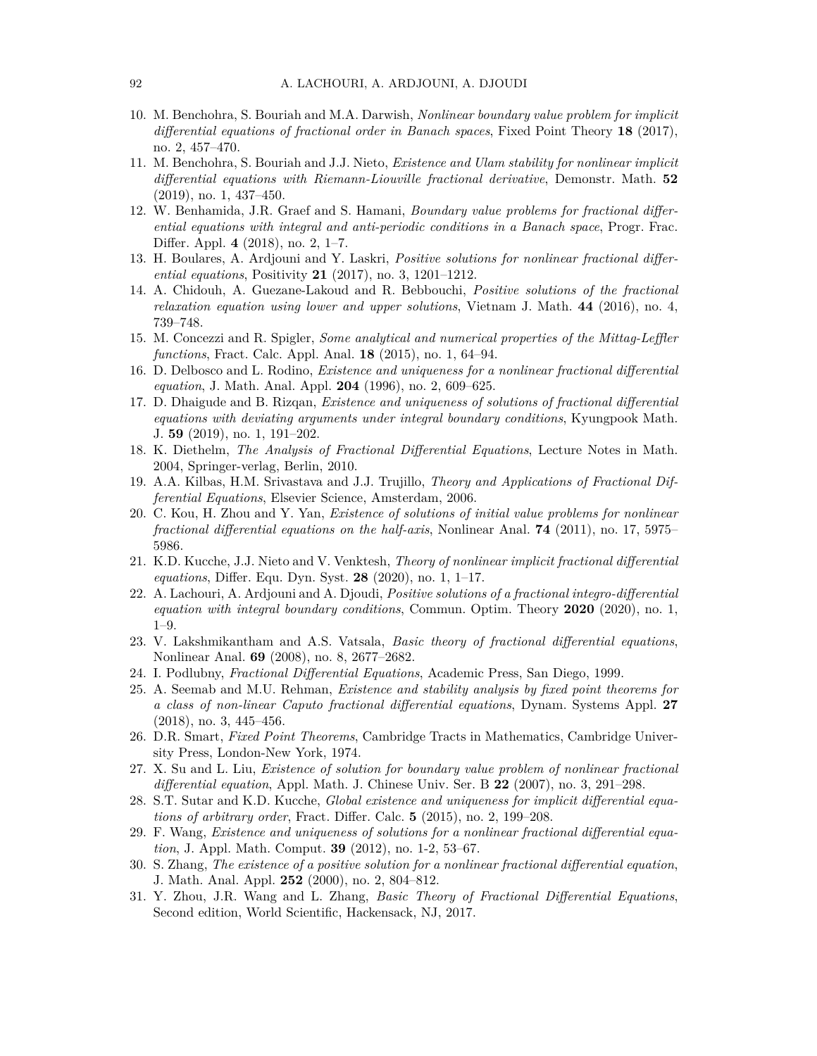10. M. Benchohra, S. Bouriah and M.A. Darwish, *Nonlinear boundary value problem for implicit differential equations of fractional order in Banach spaces*, Fixed Point Theory **18** (2017), no. 2, 457–470.
11. M. Benchohra, S. Bouriah and J.J. Nieto, *Existence and Ulam stability for nonlinear implicit differential equations with Riemann-Liouville fractional derivative*, Demonstr. Math. **52** (2019), no. 1, 437–450.
12. W. Benhamida, J.R. Graef and S. Hamani, *Boundary value problems for fractional differential equations with integral and anti-periodic conditions in a Banach space*, Progr. Frac. Differ. Appl. **4** (2018), no. 2, 1–7.
13. H. Boulares, A. Ardjouni and Y. Laskri, *Positive solutions for nonlinear fractional differential equations*, Positivity **21** (2017), no. 3, 1201–1212.
14. A. Chidouh, A. Guezane-Lakoud and R. Bebbouchi, *Positive solutions of the fractional relaxation equation using lower and upper solutions*, Vietnam J. Math. **44** (2016), no. 4, 739–748.
15. M. Concezzi and R. Spigler, *Some analytical and numerical properties of the Mittag-Leffler functions*, Fract. Calc. Appl. Anal. **18** (2015), no. 1, 64–94.
16. D. Delbosco and L. Rodino, *Existence and uniqueness for a nonlinear fractional differential equation*, J. Math. Anal. Appl. **204** (1996), no. 2, 609–625.
17. D. Dhaigude and B. Rizqan, *Existence and uniqueness of solutions of fractional differential equations with deviating arguments under integral boundary conditions*, Kyungpook Math. J. **59** (2019), no. 1, 191–202.
18. K. Diethelm, *The Analysis of Fractional Differential Equations*, Lecture Notes in Math. 2004, Springer-verlag, Berlin, 2010.
19. A.A. Kilbas, H.M. Srivastava and J.J. Trujillo, *Theory and Applications of Fractional Differential Equations*, Elsevier Science, Amsterdam, 2006.
20. C. Kou, H. Zhou and Y. Yan, *Existence of solutions of initial value problems for nonlinear fractional differential equations on the half-axis*, Nonlinear Anal. **74** (2011), no. 17, 5975–5986.
21. K.D. Kucche, J.J. Nieto and V. Venktesh, *Theory of nonlinear implicit fractional differential equations*, Differ. Equ. Dyn. Syst. **28** (2020), no. 1, 1–17.
22. A. Lachouri, A. Ardjouni and A. Djoudi, *Positive solutions of a fractional integro-differential equation with integral boundary conditions*, Commun. Optim. Theory **2020** (2020), no. 1, 1–9.
23. V. Lakshmikantham and A.S. Vatsala, *Basic theory of fractional differential equations*, Nonlinear Anal. **69** (2008), no. 8, 2677–2682.
24. I. Podlubny, *Fractional Differential Equations*, Academic Press, San Diego, 1999.
25. A. Seemab and M.U. Rehman, *Existence and stability analysis by fixed point theorems for a class of non-linear Caputo fractional differential equations*, Dynam. Systems Appl. **27** (2018), no. 3, 445–456.
26. D.R. Smart, *Fixed Point Theorems*, Cambridge Tracts in Mathematics, Cambridge University Press, London-New York, 1974.
27. X. Su and L. Liu, *Existence of solution for boundary value problem of nonlinear fractional differential equation*, Appl. Math. J. Chinese Univ. Ser. B **22** (2007), no. 3, 291–298.
28. S.T. Sutar and K.D. Kucche, *Global existence and uniqueness for implicit differential equations of arbitrary order*, Fract. Differ. Calc. **5** (2015), no. 2, 199–208.
29. F. Wang, *Existence and uniqueness of solutions for a nonlinear fractional differential equation*, J. Appl. Math. Comput. **39** (2012), no. 1-2, 53–67.
30. S. Zhang, *The existence of a positive solution for a nonlinear fractional differential equation*, J. Math. Anal. Appl. **252** (2000), no. 2, 804–812.
31. Y. Zhou, J.R. Wang and L. Zhang, *Basic Theory of Fractional Differential Equations*, Second edition, World Scientific, Hackensack, NJ, 2017.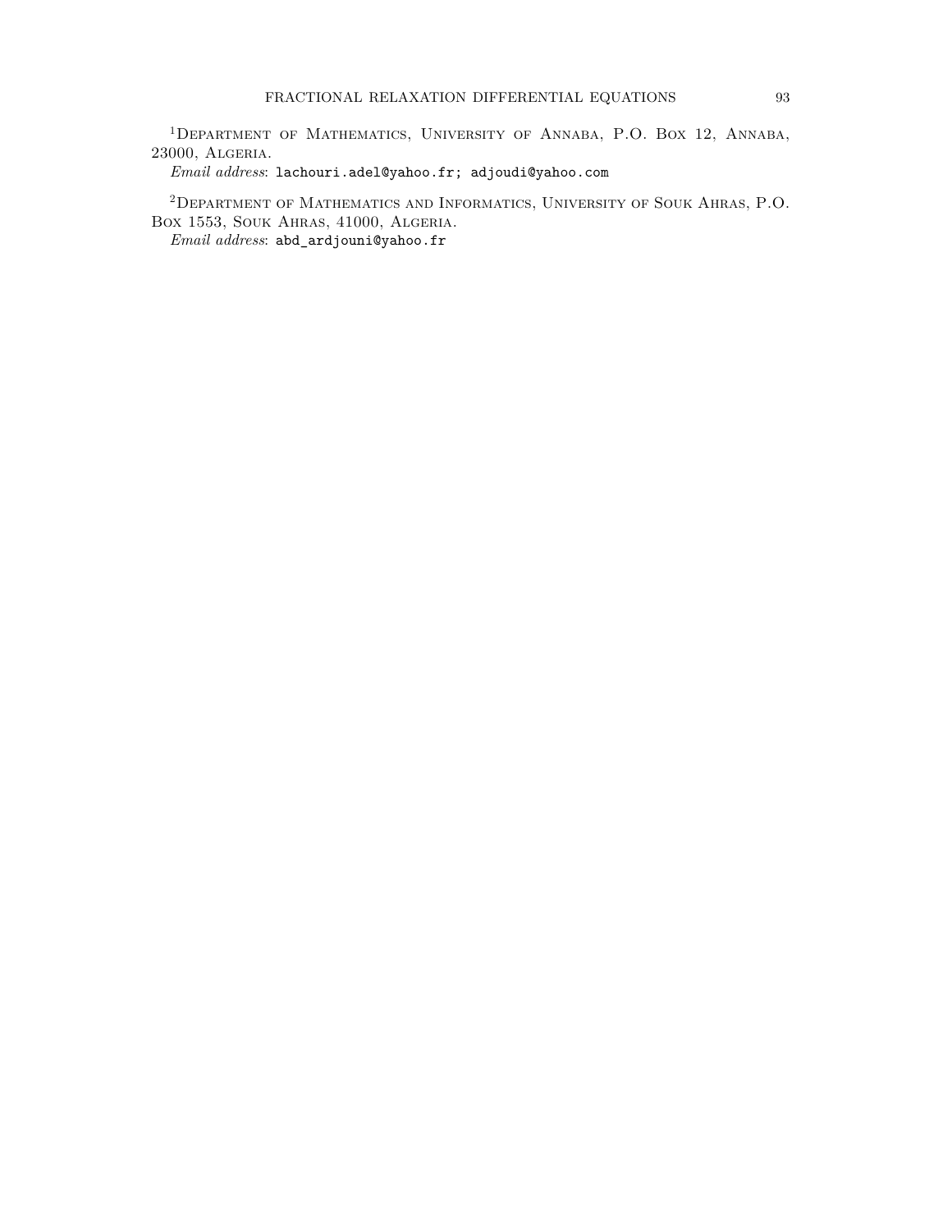[1]Department of Mathematics, University of Annaba, P.O. Box 12, Annaba, 23000, Algeria.

*Email address*: lachouri.adel@yahoo.fr; adjoudi@yahoo.com

[2]Department of Mathematics and Informatics, University of Souk Ahras, P.O. Box 1553, Souk Ahras, 41000, Algeria.

*Email address*: abd_ardjouni@yahoo.fr